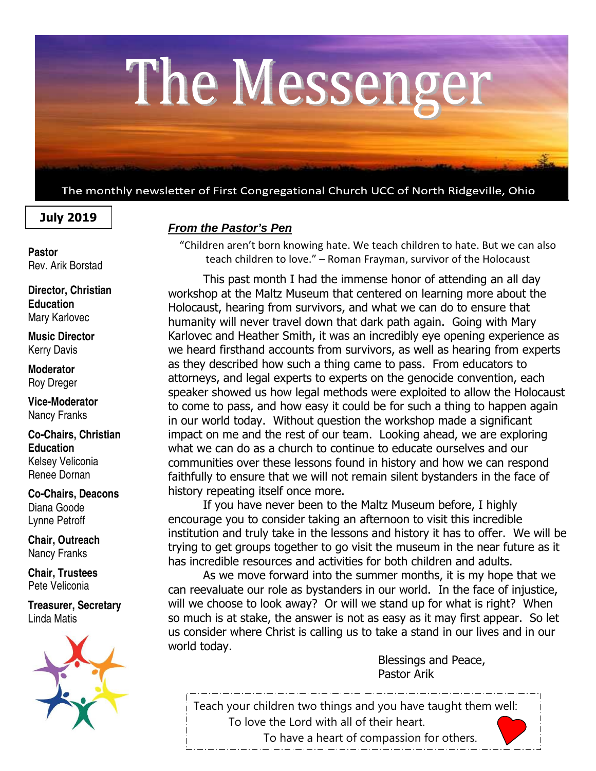# The Messenger

The monthly newsletter of First Congregational Church UCC of North Ridgeville, Ohio

**July 2019**

**Pastor**
Rev. Arik Borstad

**Director, Christian Education**
Mary Karlovec

**Music Director**
Kerry Davis

**Moderator**
Roy Dreger

**Vice-Moderator**
Nancy Franks

**Co-Chairs, Christian Education**
Kelsey Veliconia
Renee Dornan

**Co-Chairs, Deacons**
Diana Goode
Lynne Petroff

**Chair, Outreach**
Nancy Franks

**Chair, Trustees**
Pete Veliconia

**Treasurer, Secretary**
Linda Matis

## *From the Pastor's Pen*

"Children aren't born knowing hate. We teach children to hate. But we can also teach children to love." – Roman Frayman, survivor of the Holocaust

This past month I had the immense honor of attending an all day workshop at the Maltz Museum that centered on learning more about the Holocaust, hearing from survivors, and what we can do to ensure that humanity will never travel down that dark path again. Going with Mary Karlovec and Heather Smith, it was an incredibly eye opening experience as we heard firsthand accounts from survivors, as well as hearing from experts as they described how such a thing came to pass. From educators to attorneys, and legal experts to experts on the genocide convention, each speaker showed us how legal methods were exploited to allow the Holocaust to come to pass, and how easy it could be for such a thing to happen again in our world today. Without question the workshop made a significant impact on me and the rest of our team. Looking ahead, we are exploring what we can do as a church to continue to educate ourselves and our communities over these lessons found in history and how we can respond faithfully to ensure that we will not remain silent bystanders in the face of history repeating itself once more.

If you have never been to the Maltz Museum before, I highly encourage you to consider taking an afternoon to visit this incredible institution and truly take in the lessons and history it has to offer. We will be trying to get groups together to go visit the museum in the near future as it has incredible resources and activities for both children and adults.

As we move forward into the summer months, it is my hope that we can reevaluate our role as bystanders in our world. In the face of injustice, will we choose to look away? Or will we stand up for what is right? When so much is at stake, the answer is not as easy as it may first appear. So let us consider where Christ is calling us to take a stand in our lives and in our world today.

Blessings and Peace,
Pastor Arik

> Teach your children two things and you have taught them well:
> To love the Lord with all of their heart.
> To have a heart of compassion for others.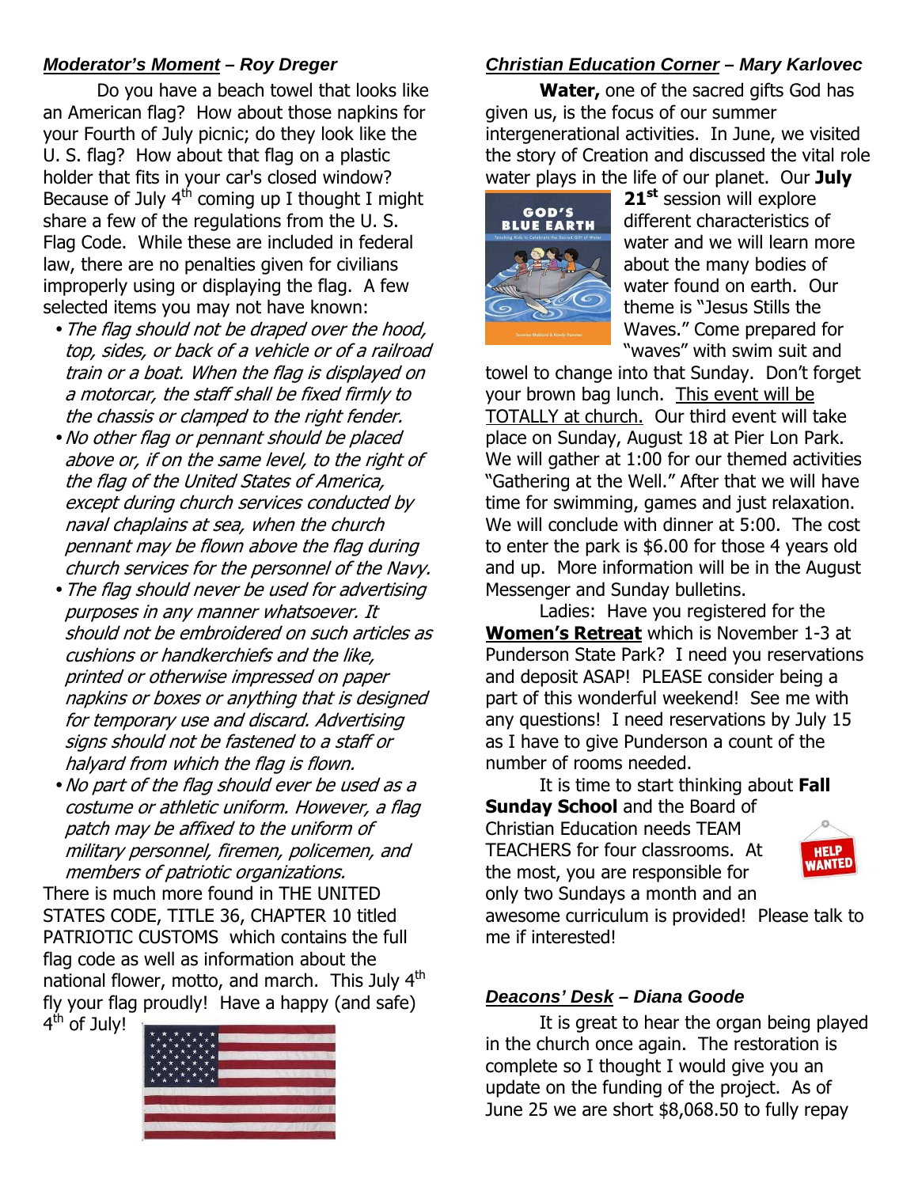### ***Moderator's Moment*** *– Roy Dreger*

Do you have a beach towel that looks like an American flag? How about those napkins for your Fourth of July picnic; do they look like the U. S. flag? How about that flag on a plastic holder that fits in your car's closed window? Because of July 4th coming up I thought I might share a few of the regulations from the U. S. Flag Code. While these are included in federal law, there are no penalties given for civilians improperly using or displaying the flag. A few selected items you may not have known:

- *The flag should not be draped over the hood, top, sides, or back of a vehicle or of a railroad train or a boat. When the flag is displayed on a motorcar, the staff shall be fixed firmly to the chassis or clamped to the right fender.*
- *No other flag or pennant should be placed above or, if on the same level, to the right of the flag of the United States of America, except during church services conducted by naval chaplains at sea, when the church pennant may be flown above the flag during church services for the personnel of the Navy.*
- *The flag should never be used for advertising purposes in any manner whatsoever. It should not be embroidered on such articles as cushions or handkerchiefs and the like, printed or otherwise impressed on paper napkins or boxes or anything that is designed for temporary use and discard. Advertising signs should not be fastened to a staff or halyard from which the flag is flown.*
- *No part of the flag should ever be used as a costume or athletic uniform. However, a flag patch may be affixed to the uniform of military personnel, firemen, policemen, and members of patriotic organizations.*

There is much more found in THE UNITED STATES CODE, TITLE 36, CHAPTER 10 titled PATRIOTIC CUSTOMS which contains the full flag code as well as information about the national flower, motto, and march. This July 4th fly your flag proudly! Have a happy (and safe) 4th of July!

### ***Christian Education Corner*** *– Mary Karlovec*

**Water,** one of the sacred gifts God has given us, is the focus of our summer intergenerational activities. In June, we visited the story of Creation and discussed the vital role water plays in the life of our planet. Our **July 21st** session will explore different characteristics of water and we will learn more about the many bodies of water found on earth. Our theme is "Jesus Stills the Waves." Come prepared for "waves" with swim suit and towel to change into that Sunday. Don't forget your brown bag lunch. This event will be TOTALLY at church. Our third event will take place on Sunday, August 18 at Pier Lon Park. We will gather at 1:00 for our themed activities "Gathering at the Well." After that we will have time for swimming, games and just relaxation. We will conclude with dinner at 5:00. The cost to enter the park is $6.00 for those 4 years old and up. More information will be in the August Messenger and Sunday bulletins.

Ladies: Have you registered for the **Women's Retreat** which is November 1-3 at Punderson State Park? I need you reservations and deposit ASAP! PLEASE consider being a part of this wonderful weekend! See me with any questions! I need reservations by July 15 as I have to give Punderson a count of the number of rooms needed.

It is time to start thinking about **Fall Sunday School** and the Board of Christian Education needs TEAM TEACHERS for four classrooms. At the most, you are responsible for only two Sundays a month and an awesome curriculum is provided! Please talk to me if interested!

### ***Deacons' Desk*** *– Diana Goode*

It is great to hear the organ being played in the church once again. The restoration is complete so I thought I would give you an update on the funding of the project. As of June 25 we are short $8,068.50 to fully repay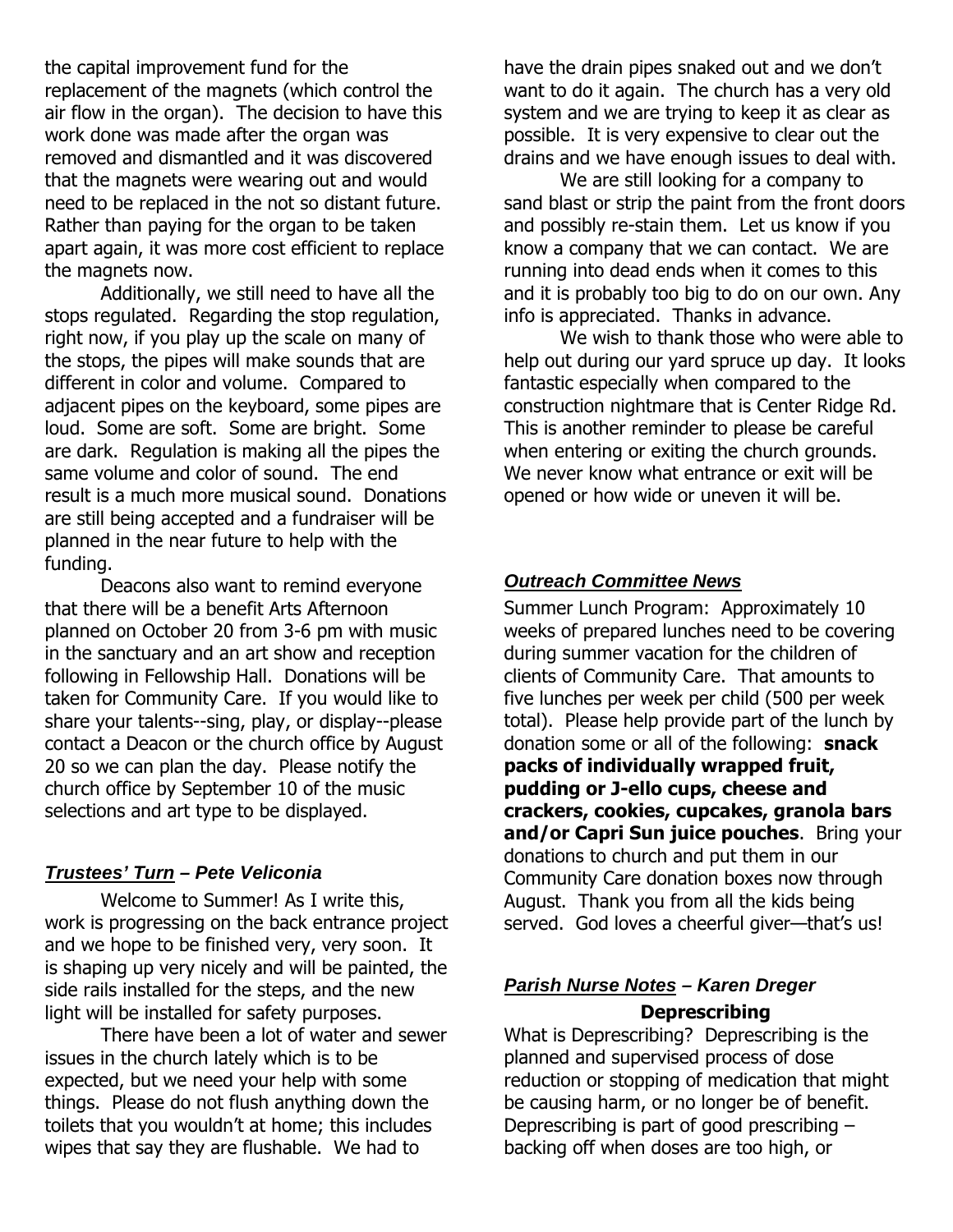the capital improvement fund for the replacement of the magnets (which control the air flow in the organ). The decision to have this work done was made after the organ was removed and dismantled and it was discovered that the magnets were wearing out and would need to be replaced in the not so distant future. Rather than paying for the organ to be taken apart again, it was more cost efficient to replace the magnets now.

Additionally, we still need to have all the stops regulated. Regarding the stop regulation, right now, if you play up the scale on many of the stops, the pipes will make sounds that are different in color and volume. Compared to adjacent pipes on the keyboard, some pipes are loud. Some are soft. Some are bright. Some are dark. Regulation is making all the pipes the same volume and color of sound. The end result is a much more musical sound. Donations are still being accepted and a fundraiser will be planned in the near future to help with the funding.

Deacons also want to remind everyone that there will be a benefit Arts Afternoon planned on October 20 from 3-6 pm with music in the sanctuary and an art show and reception following in Fellowship Hall. Donations will be taken for Community Care. If you would like to share your talents--sing, play, or display--please contact a Deacon or the church office by August 20 so we can plan the day. Please notify the church office by September 10 of the music selections and art type to be displayed.

### ***Trustees' Turn*** *– Pete Veliconia*

Welcome to Summer! As I write this, work is progressing on the back entrance project and we hope to be finished very, very soon. It is shaping up very nicely and will be painted, the side rails installed for the steps, and the new light will be installed for safety purposes.

There have been a lot of water and sewer issues in the church lately which is to be expected, but we need your help with some things. Please do not flush anything down the toilets that you wouldn't at home; this includes wipes that say they are flushable. We had to have the drain pipes snaked out and we don't want to do it again. The church has a very old system and we are trying to keep it as clear as possible. It is very expensive to clear out the drains and we have enough issues to deal with.

We are still looking for a company to sand blast or strip the paint from the front doors and possibly re-stain them. Let us know if you know a company that we can contact. We are running into dead ends when it comes to this and it is probably too big to do on our own. Any info is appreciated. Thanks in advance.

We wish to thank those who were able to help out during our yard spruce up day. It looks fantastic especially when compared to the construction nightmare that is Center Ridge Rd. This is another reminder to please be careful when entering or exiting the church grounds. We never know what entrance or exit will be opened or how wide or uneven it will be.

### ***Outreach Committee News***

Summer Lunch Program: Approximately 10 weeks of prepared lunches need to be covering during summer vacation for the children of clients of Community Care. That amounts to five lunches per week per child (500 per week total). Please help provide part of the lunch by donation some or all of the following: **snack packs of individually wrapped fruit, pudding or J-ello cups, cheese and crackers, cookies, cupcakes, granola bars and/or Capri Sun juice pouches**. Bring your donations to church and put them in our Community Care donation boxes now through August. Thank you from all the kids being served. God loves a cheerful giver—that's us!

### ***Parish Nurse Notes*** *– Karen Dreger*

**Deprescribing**

What is Deprescribing? Deprescribing is the planned and supervised process of dose reduction or stopping of medication that might be causing harm, or no longer be of benefit. Deprescribing is part of good prescribing – backing off when doses are too high, or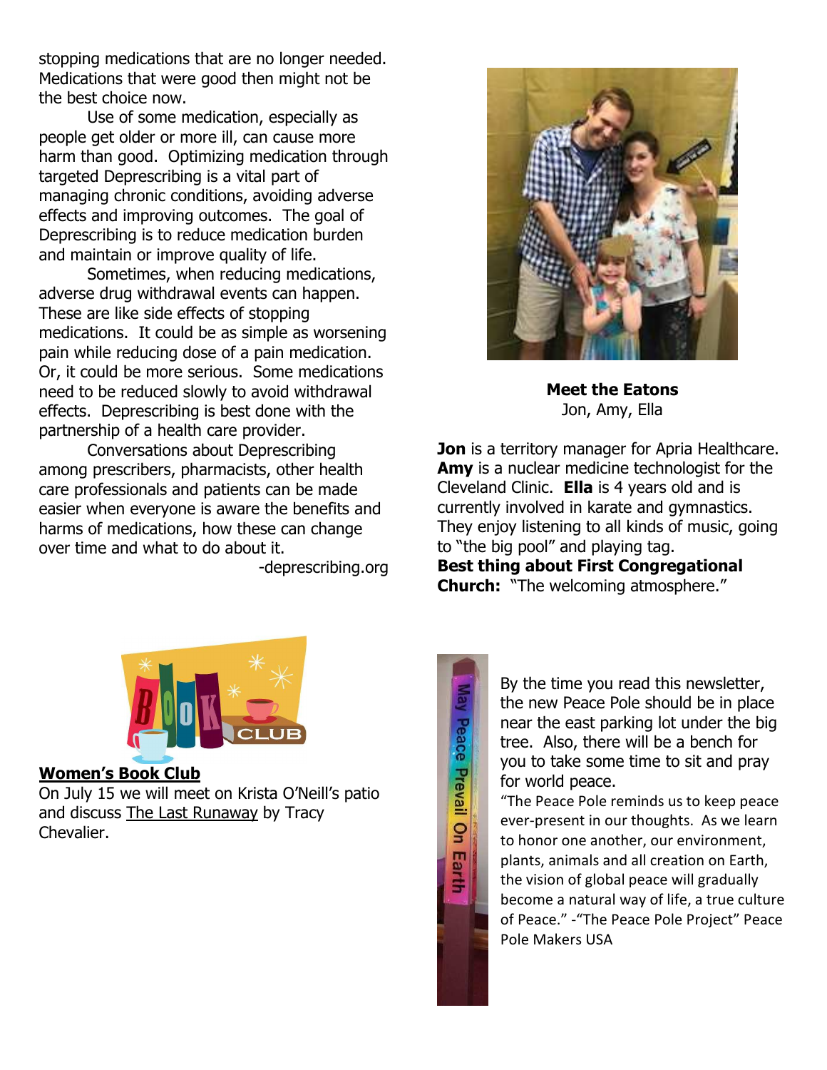stopping medications that are no longer needed. Medications that were good then might not be the best choice now.

Use of some medication, especially as people get older or more ill, can cause more harm than good. Optimizing medication through targeted Deprescribing is a vital part of managing chronic conditions, avoiding adverse effects and improving outcomes. The goal of Deprescribing is to reduce medication burden and maintain or improve quality of life.

Sometimes, when reducing medications, adverse drug withdrawal events can happen. These are like side effects of stopping medications. It could be as simple as worsening pain while reducing dose of a pain medication. Or, it could be more serious. Some medications need to be reduced slowly to avoid withdrawal effects. Deprescribing is best done with the partnership of a health care provider.

Conversations about Deprescribing among prescribers, pharmacists, other health care professionals and patients can be made easier when everyone is aware the benefits and harms of medications, how these can change over time and what to do about it.

-deprescribing.org

**Meet the Eatons**
Jon, Amy, Ella

**Jon** is a territory manager for Apria Healthcare. **Amy** is a nuclear medicine technologist for the Cleveland Clinic. **Ella** is 4 years old and is currently involved in karate and gymnastics. They enjoy listening to all kinds of music, going to "the big pool" and playing tag.

**Best thing about First Congregational Church:** "The welcoming atmosphere."

**Women's Book Club**

On July 15 we will meet on Krista O'Neill's patio and discuss The Last Runaway by Tracy Chevalier.

By the time you read this newsletter, the new Peace Pole should be in place near the east parking lot under the big tree. Also, there will be a bench for you to take some time to sit and pray for world peace.

"The Peace Pole reminds us to keep peace ever-present in our thoughts. As we learn to honor one another, our environment, plants, animals and all creation on Earth, the vision of global peace will gradually become a natural way of life, a true culture of Peace." -"The Peace Pole Project" Peace Pole Makers USA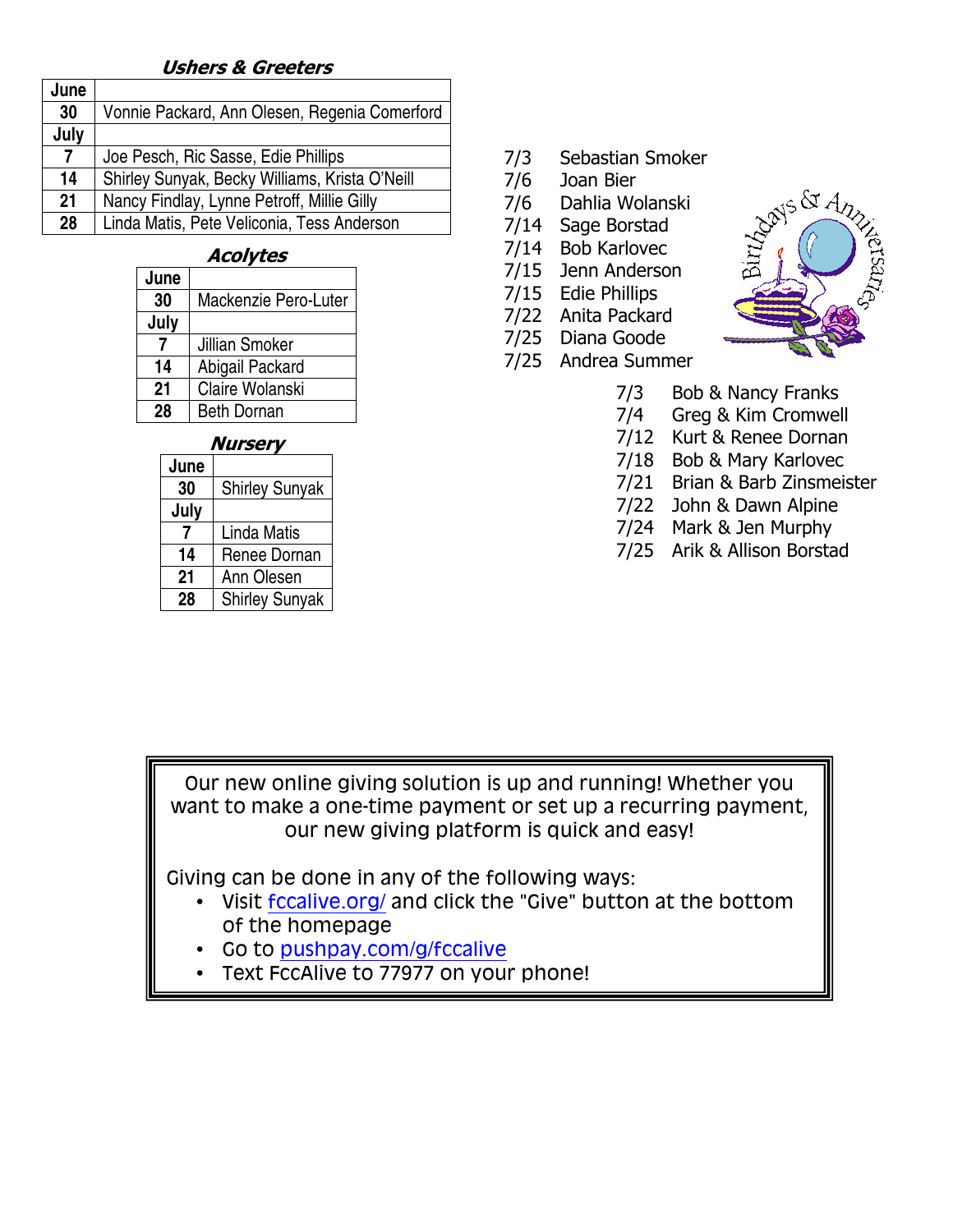### *Ushers & Greeters*

| June | |
|---|---|
| 30 | Vonnie Packard, Ann Olesen, Regenia Comerford |
| **July** | |
| 7 | Joe Pesch, Ric Sasse, Edie Phillips |
| 14 | Shirley Sunyak, Becky Williams, Krista O'Neill |
| 21 | Nancy Findlay, Lynne Petroff, Millie Gilly |
| 28 | Linda Matis, Pete Veliconia, Tess Anderson |

### *Acolytes*

| June | |
|---|---|
| 30 | Mackenzie Pero-Luter |
| **July** | |
| 7 | Jillian Smoker |
| 14 | Abigail Packard |
| 21 | Claire Wolanski |
| 28 | Beth Dornan |

### *Nursery*

| June | |
|---|---|
| 30 | Shirley Sunyak |
| **July** | |
| 7 | Linda Matis |
| 14 | Renee Dornan |
| 21 | Ann Olesen |
| 28 | Shirley Sunyak |

## Birthdays & Anniversaries

7/3 Sebastian Smoker
7/6 Joan Bier
7/6 Dahlia Wolanski
7/14 Sage Borstad
7/14 Bob Karlovec
7/15 Jenn Anderson
7/15 Edie Phillips
7/22 Anita Packard
7/25 Diana Goode
7/25 Andrea Summer

7/3 Bob & Nancy Franks
7/4 Greg & Kim Cromwell
7/12 Kurt & Renee Dornan
7/18 Bob & Mary Karlovec
7/21 Brian & Barb Zinsmeister
7/22 John & Dawn Alpine
7/24 Mark & Jen Murphy
7/25 Arik & Allison Borstad

Our new online giving solution is up and running! Whether you want to make a one-time payment or set up a recurring payment, our new giving platform is quick and easy!

Giving can be done in any of the following ways:

- Visit fccalive.org/ and click the "Give" button at the bottom of the homepage
- Go to pushpay.com/g/fccalive
- Text FccAlive to 77977 on your phone!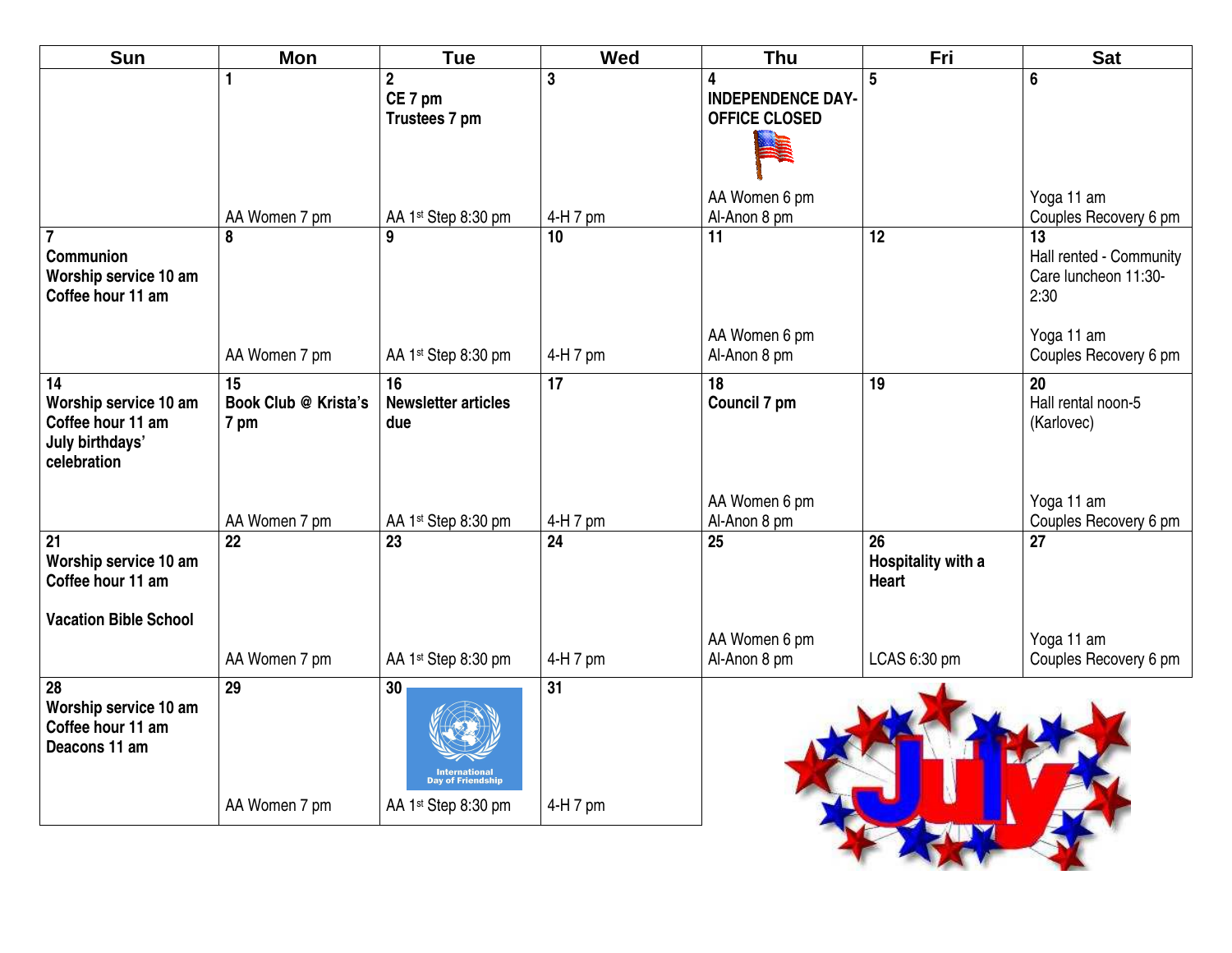| Sun | Mon | Tue | Wed | Thu | Fri | Sat |
|---|---|---|---|---|---|---|
| | **1**<br><br>AA Women 7 pm | **2**<br>**CE 7 pm**<br>**Trustees 7 pm**<br><br>AA 1st Step 8:30 pm | **3**<br><br>4-H 7 pm | **4**<br>**INDEPENDENCE DAY-OFFICE CLOSED**<br><br>AA Women 6 pm<br>Al-Anon 8 pm | **5** | **6**<br><br>Yoga 11 am<br>Couples Recovery 6 pm |
| **7**<br>**Communion**<br>**Worship service 10 am**<br>**Coffee hour 11 am** | **8**<br><br>AA Women 7 pm | **9**<br><br>AA 1st Step 8:30 pm | **10**<br><br>4-H 7 pm | **11**<br><br>AA Women 6 pm<br>Al-Anon 8 pm | **12** | **13**<br>Hall rented - Community Care luncheon 11:30-2:30<br><br>Yoga 11 am<br>Couples Recovery 6 pm |
| **14**<br>**Worship service 10 am**<br>**Coffee hour 11 am**<br>**July birthdays' celebration** | **15**<br>**Book Club @ Krista's 7 pm**<br><br>AA Women 7 pm | **16**<br>**Newsletter articles due**<br><br>AA 1st Step 8:30 pm | **17**<br><br>4-H 7 pm | **18**<br>**Council 7 pm**<br><br>AA Women 6 pm<br>Al-Anon 8 pm | **19** | **20**<br>Hall rental noon-5 (Karlovec)<br><br>Yoga 11 am<br>Couples Recovery 6 pm |
| **21**<br>**Worship service 10 am**<br>**Coffee hour 11 am**<br><br>**Vacation Bible School** | **22**<br><br>AA Women 7 pm | **23**<br><br>AA 1st Step 8:30 pm | **24**<br><br>4-H 7 pm | **25**<br><br>AA Women 6 pm<br>Al-Anon 8 pm | **26**<br>**Hospitality with a Heart**<br><br>LCAS 6:30 pm | **27**<br><br>Yoga 11 am<br>Couples Recovery 6 pm |
| **28**<br>**Worship service 10 am**<br>**Coffee hour 11 am**<br>**Deacons 11 am** | **29**<br><br>AA Women 7 pm | **30**<br>International Day of Friendship<br><br>AA 1st Step 8:30 pm | **31**<br><br>4-H 7 pm | | | |

July